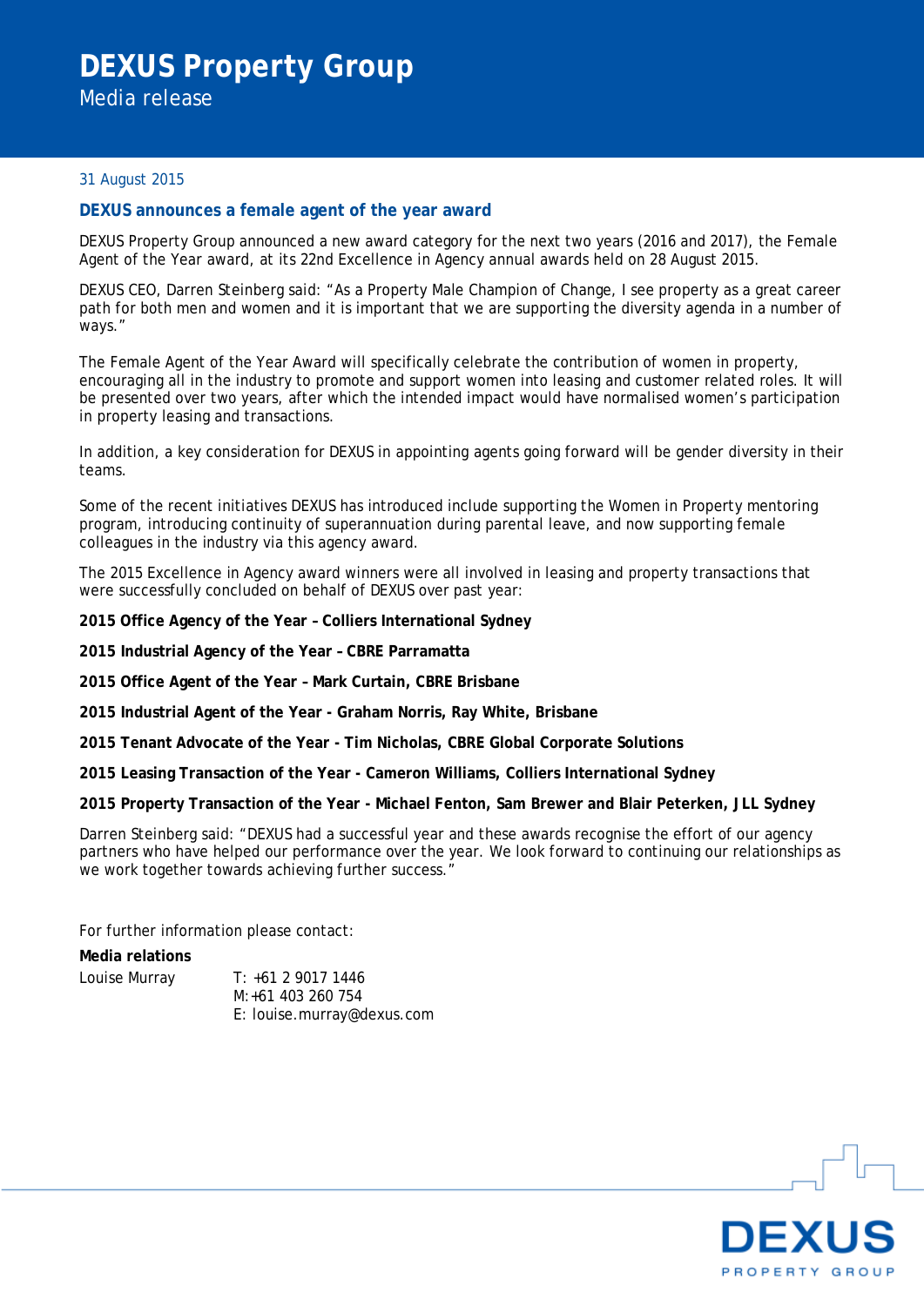# DEXUS Property Group

Media release

31 August 2015

## DEXUS announces a female agent of the year award

DEXUS Property Group announced a new award category for the next two years (2016 and 2017), the Female Agent of the Year award, at its 22nd Excellence in Agency annual awards held on 28 August 2015.

DEXUS CEO, Darren Steinberg said: "As a Property Male Champion of Change, I see property as a great career path for both men and women and it is important that we are supporting the diversity agenda in a number of ways."

The Female Agent of the Year Award will specifically celebrate the contribution of women in property, encouraging all in the industry to promote and support women into leasing and customer related roles. It will be presented over two years, after which the intended impact would have normalised women's participation in property leasing and transactions.

In addition, a key consideration for DEXUS in appointing agents going forward will be gender diversity in their teams.

Some of the recent initiatives DEXUS has introduced include supporting the Women in Property mentoring program, introducing continuity of superannuation during parental leave, and now supporting female colleagues in the industry via this agency award.

The 2015 Excellence in Agency award winners were all involved in leasing and property transactions that were successfully concluded on behalf of DEXUS over past year:

**2015 Office Agency of the Year – Colliers International Sydney**

**2015 Industrial Agency of the Year – CBRE Parramatta**

**2015 Office Agent of the Year – Mark Curtain, CBRE Brisbane**

**2015 Industrial Agent of the Year - Graham Norris, Ray White, Brisbane**

**2015 Tenant Advocate of the Year - Tim Nicholas, CBRE Global Corporate Solutions**

**2015 Leasing Transaction of the Year - Cameron Williams, Colliers International Sydney**

**2015 Property Transaction of the Year - Michael Fenton, Sam Brewer and Blair Peterken, JLL Sydney**

Darren Steinberg said: "DEXUS had a successful year and these awards recognise the effort of our agency partners who have helped our performance over the year. We look forward to continuing our relationships as we work together towards achieving further success."

For further information please contact:

**Media relations**

Louise Murray
T: +61 2 9017 1446
M: +61 403 260 754
E: louise.murray@dexus.com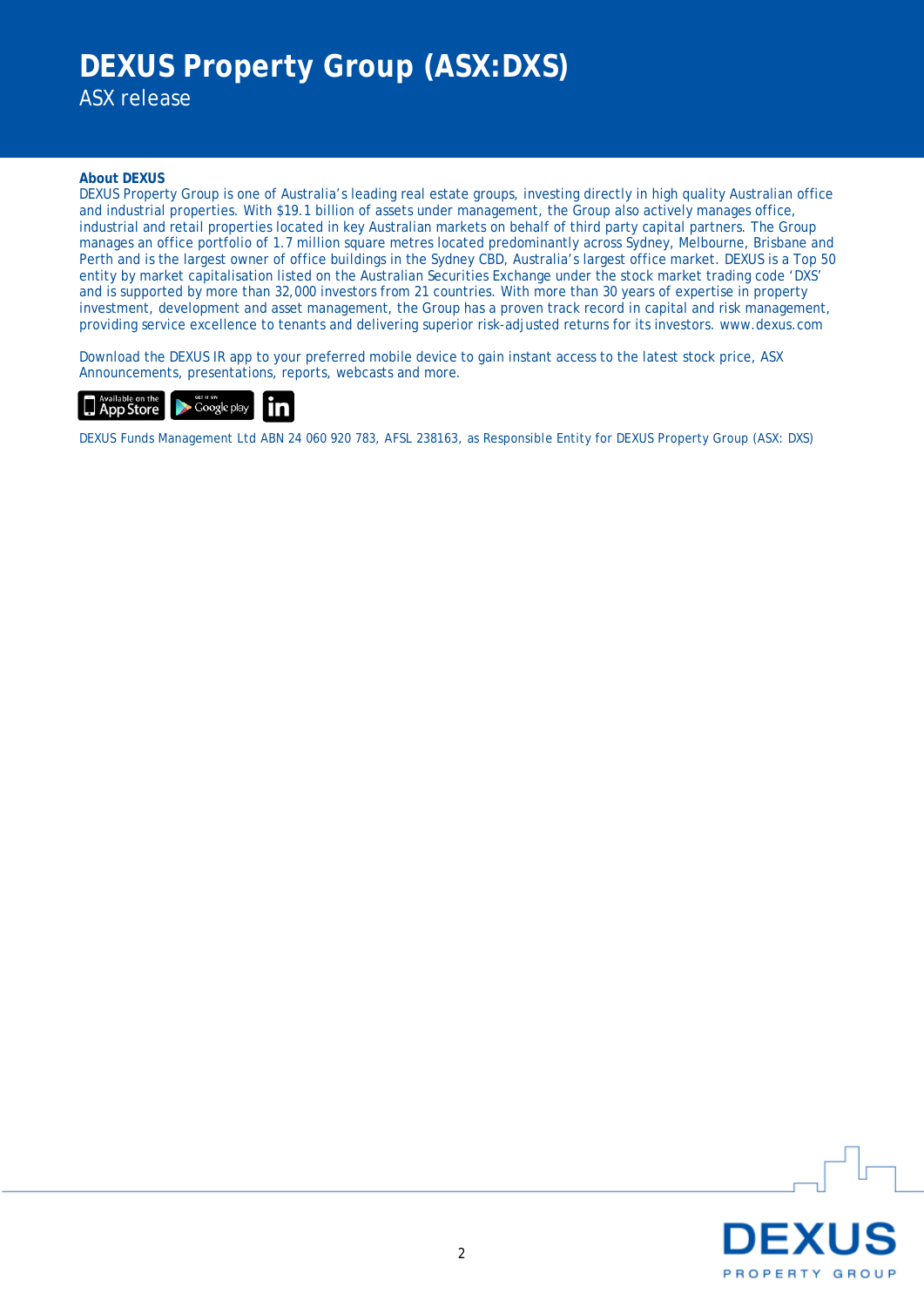**About DEXUS**
DEXUS Property Group is one of Australia's leading real estate groups, investing directly in high quality Australian office and industrial properties. With $19.1 billion of assets under management, the Group also actively manages office, industrial and retail properties located in key Australian markets on behalf of third party capital partners. The Group manages an office portfolio of 1.7 million square metres located predominantly across Sydney, Melbourne, Brisbane and Perth and is the largest owner of office buildings in the Sydney CBD, Australia's largest office market. DEXUS is a Top 50 entity by market capitalisation listed on the Australian Securities Exchange under the stock market trading code 'DXS' and is supported by more than 32,000 investors from 21 countries. With more than 30 years of expertise in property investment, development and asset management, the Group has a proven track record in capital and risk management, providing service excellence to tenants and delivering superior risk-adjusted returns for its investors. www.dexus.com

Download the DEXUS IR app to your preferred mobile device to gain instant access to the latest stock price, ASX Announcements, presentations, reports, webcasts and more.

DEXUS Funds Management Ltd ABN 24 060 920 783, AFSL 238163, as Responsible Entity for DEXUS Property Group (ASX: DXS)